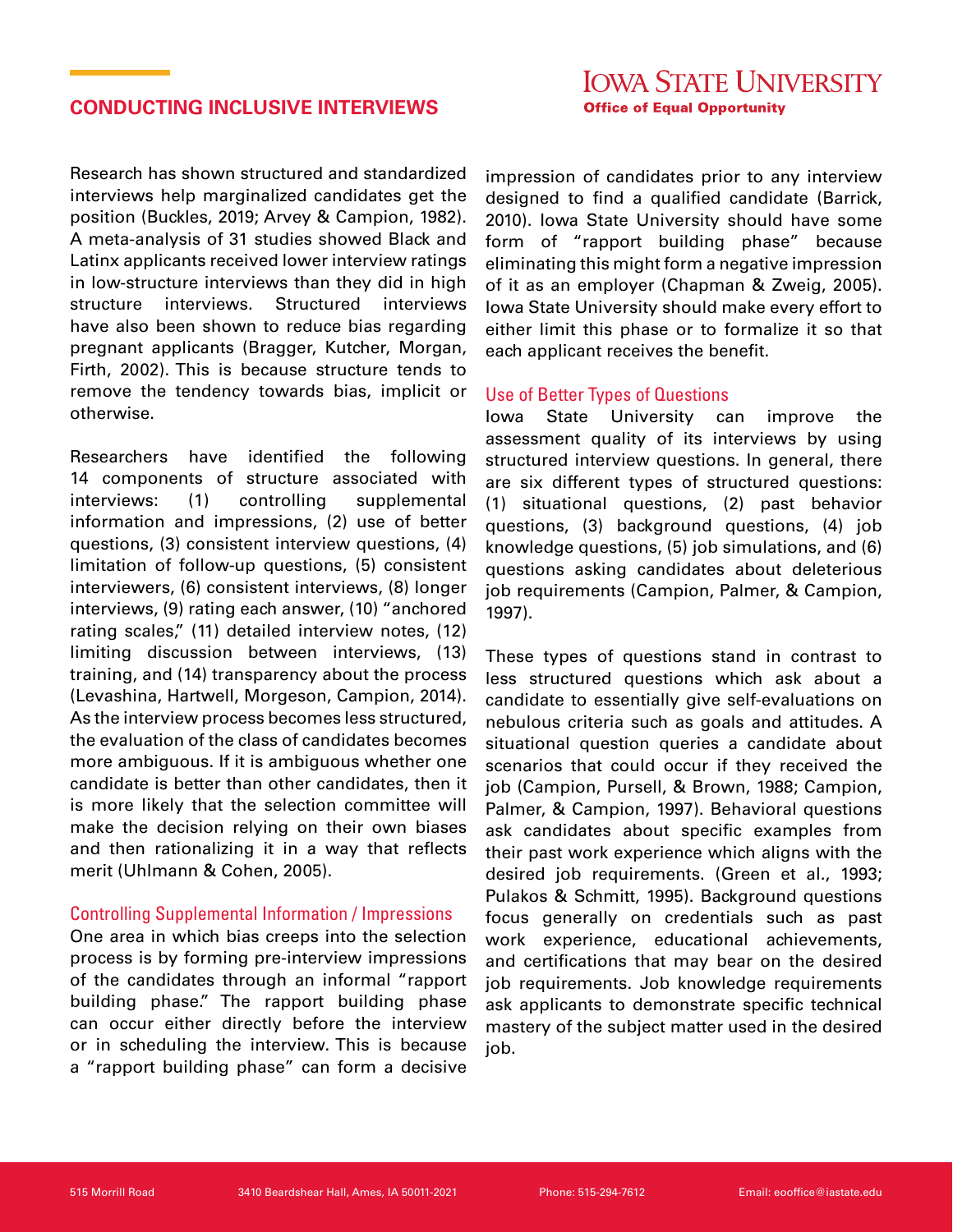# CONDUCTING INCLUSIVE INTERVIEWS

Iowa State University
Office of Equal Opportunity

Research has shown structured and standardized interviews help marginalized candidates get the position (Buckles, 2019; Arvey & Campion, 1982). A meta-analysis of 31 studies showed Black and Latinx applicants received lower interview ratings in low-structure interviews than they did in high structure interviews. Structured interviews have also been shown to reduce bias regarding pregnant applicants (Bragger, Kutcher, Morgan, Firth, 2002). This is because structure tends to remove the tendency towards bias, implicit or otherwise.

Researchers have identified the following 14 components of structure associated with interviews: (1) controlling supplemental information and impressions, (2) use of better questions, (3) consistent interview questions, (4) limitation of follow-up questions, (5) consistent interviewers, (6) consistent interviews, (8) longer interviews, (9) rating each answer, (10) "anchored rating scales," (11) detailed interview notes, (12) limiting discussion between interviews, (13) training, and (14) transparency about the process (Levashina, Hartwell, Morgeson, Campion, 2014). As the interview process becomes less structured, the evaluation of the class of candidates becomes more ambiguous. If it is ambiguous whether one candidate is better than other candidates, then it is more likely that the selection committee will make the decision relying on their own biases and then rationalizing it in a way that reflects merit (Uhlmann & Cohen, 2005).

## Controlling Supplemental Information / Impressions

One area in which bias creeps into the selection process is by forming pre-interview impressions of the candidates through an informal "rapport building phase." The rapport building phase can occur either directly before the interview or in scheduling the interview. This is because a "rapport building phase" can form a decisive impression of candidates prior to any interview designed to find a qualified candidate (Barrick, 2010). Iowa State University should have some form of "rapport building phase" because eliminating this might form a negative impression of it as an employer (Chapman & Zweig, 2005). Iowa State University should make every effort to either limit this phase or to formalize it so that each applicant receives the benefit.

## Use of Better Types of Questions

Iowa State University can improve the assessment quality of its interviews by using structured interview questions. In general, there are six different types of structured questions: (1) situational questions, (2) past behavior questions, (3) background questions, (4) job knowledge questions, (5) job simulations, and (6) questions asking candidates about deleterious job requirements (Campion, Palmer, & Campion, 1997).

These types of questions stand in contrast to less structured questions which ask about a candidate to essentially give self-evaluations on nebulous criteria such as goals and attitudes. A situational question queries a candidate about scenarios that could occur if they received the job (Campion, Pursell, & Brown, 1988; Campion, Palmer, & Campion, 1997). Behavioral questions ask candidates about specific examples from their past work experience which aligns with the desired job requirements. (Green et al., 1993; Pulakos & Schmitt, 1995). Background questions focus generally on credentials such as past work experience, educational achievements, and certifications that may bear on the desired job requirements. Job knowledge requirements ask applicants to demonstrate specific technical mastery of the subject matter used in the desired job.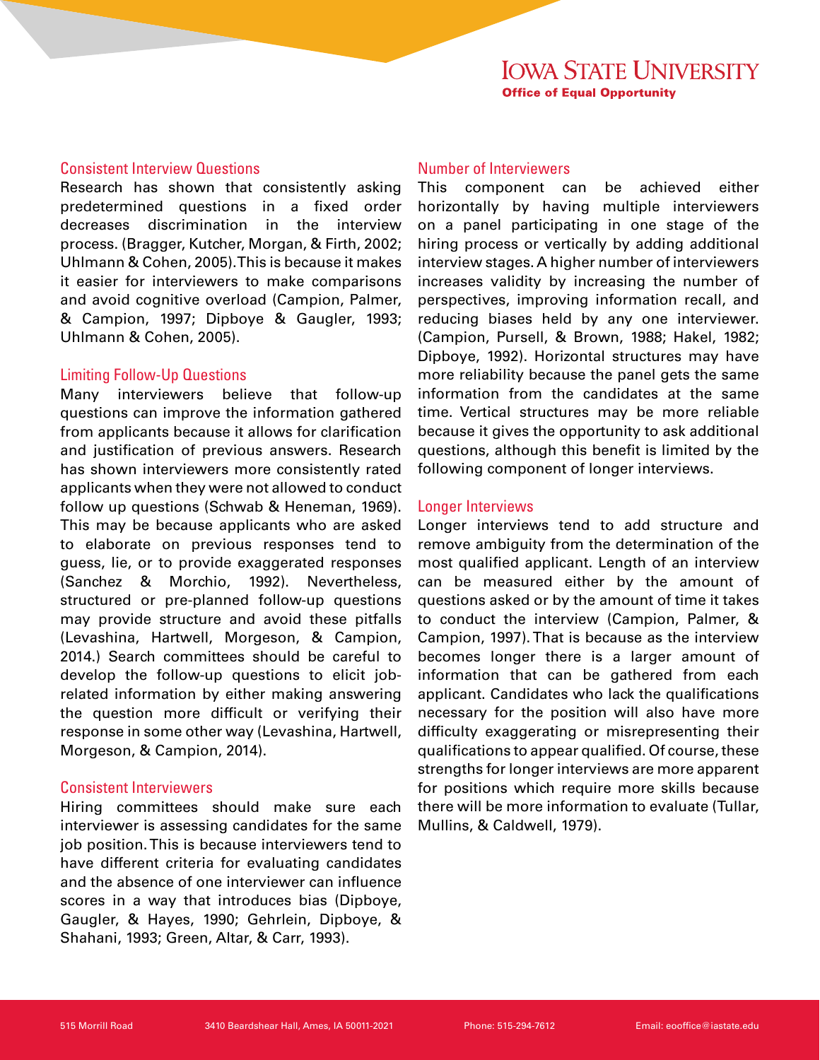## Consistent Interview Questions

Research has shown that consistently asking predetermined questions in a fixed order decreases discrimination in the interview process. (Bragger, Kutcher, Morgan, & Firth, 2002; Uhlmann & Cohen, 2005). This is because it makes it easier for interviewers to make comparisons and avoid cognitive overload (Campion, Palmer, & Campion, 1997; Dipboye & Gaugler, 1993; Uhlmann & Cohen, 2005).

## Limiting Follow-Up Questions

Many interviewers believe that follow-up questions can improve the information gathered from applicants because it allows for clarification and justification of previous answers. Research has shown interviewers more consistently rated applicants when they were not allowed to conduct follow up questions (Schwab & Heneman, 1969). This may be because applicants who are asked to elaborate on previous responses tend to guess, lie, or to provide exaggerated responses (Sanchez & Morchio, 1992). Nevertheless, structured or pre-planned follow-up questions may provide structure and avoid these pitfalls (Levashina, Hartwell, Morgeson, & Campion, 2014.) Search committees should be careful to develop the follow-up questions to elicit job-related information by either making answering the question more difficult or verifying their response in some other way (Levashina, Hartwell, Morgeson, & Campion, 2014).

## Consistent Interviewers

Hiring committees should make sure each interviewer is assessing candidates for the same job position. This is because interviewers tend to have different criteria for evaluating candidates and the absence of one interviewer can influence scores in a way that introduces bias (Dipboye, Gaugler, & Hayes, 1990; Gehrlein, Dipboye, & Shahani, 1993; Green, Altar, & Carr, 1993).

## Number of Interviewers

This component can be achieved either horizontally by having multiple interviewers on a panel participating in one stage of the hiring process or vertically by adding additional interview stages. A higher number of interviewers increases validity by increasing the number of perspectives, improving information recall, and reducing biases held by any one interviewer. (Campion, Pursell, & Brown, 1988; Hakel, 1982; Dipboye, 1992). Horizontal structures may have more reliability because the panel gets the same information from the candidates at the same time. Vertical structures may be more reliable because it gives the opportunity to ask additional questions, although this benefit is limited by the following component of longer interviews.

## Longer Interviews

Longer interviews tend to add structure and remove ambiguity from the determination of the most qualified applicant. Length of an interview can be measured either by the amount of questions asked or by the amount of time it takes to conduct the interview (Campion, Palmer, & Campion, 1997). That is because as the interview becomes longer there is a larger amount of information that can be gathered from each applicant. Candidates who lack the qualifications necessary for the position will also have more difficulty exaggerating or misrepresenting their qualifications to appear qualified. Of course, these strengths for longer interviews are more apparent for positions which require more skills because there will be more information to evaluate (Tullar, Mullins, & Caldwell, 1979).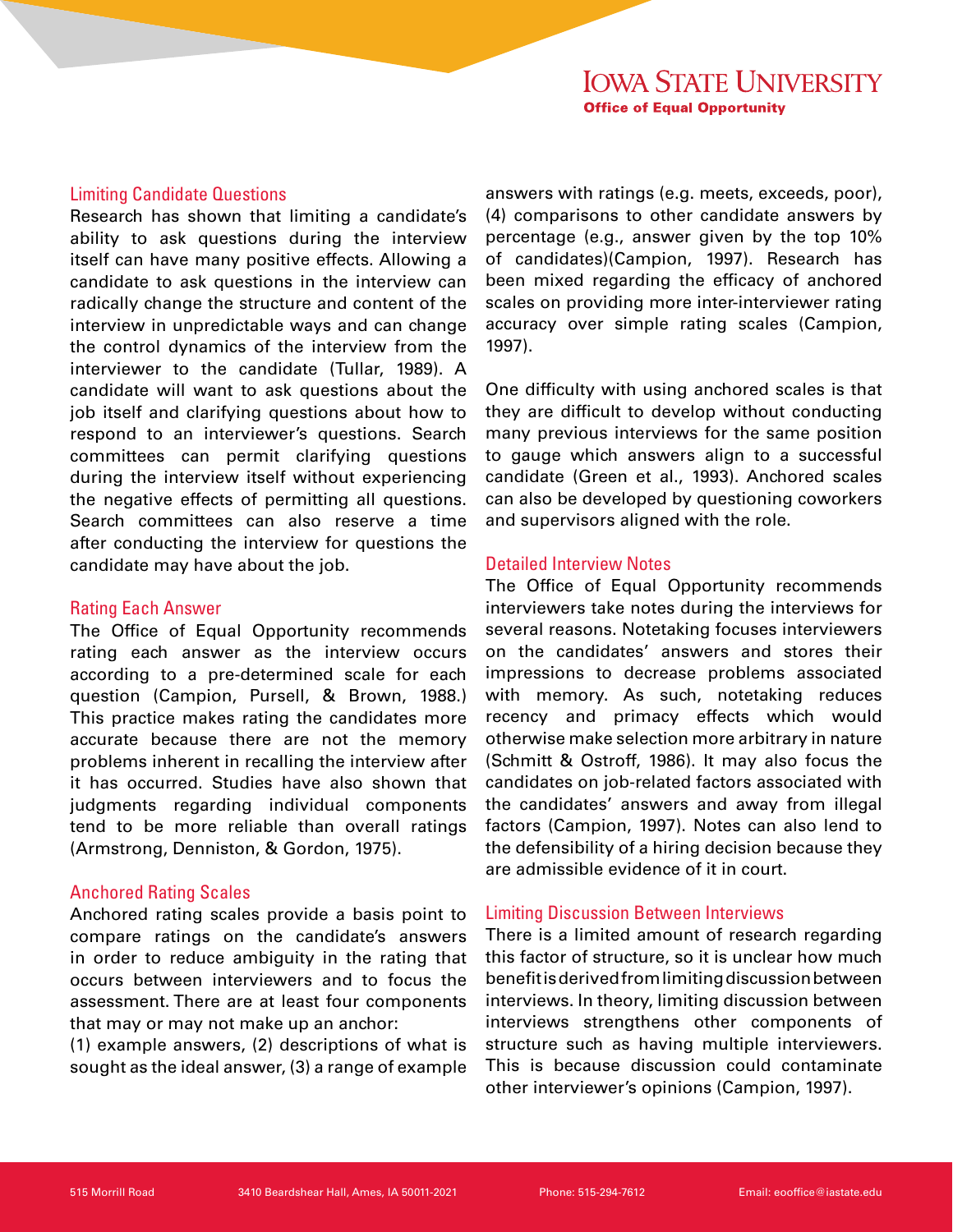## Limiting Candidate Questions

Research has shown that limiting a candidate's ability to ask questions during the interview itself can have many positive effects. Allowing a candidate to ask questions in the interview can radically change the structure and content of the interview in unpredictable ways and can change the control dynamics of the interview from the interviewer to the candidate (Tullar, 1989). A candidate will want to ask questions about the job itself and clarifying questions about how to respond to an interviewer's questions. Search committees can permit clarifying questions during the interview itself without experiencing the negative effects of permitting all questions. Search committees can also reserve a time after conducting the interview for questions the candidate may have about the job.

## Rating Each Answer

The Office of Equal Opportunity recommends rating each answer as the interview occurs according to a pre-determined scale for each question (Campion, Pursell, & Brown, 1988.) This practice makes rating the candidates more accurate because there are not the memory problems inherent in recalling the interview after it has occurred. Studies have also shown that judgments regarding individual components tend to be more reliable than overall ratings (Armstrong, Denniston, & Gordon, 1975).

## Anchored Rating Scales

Anchored rating scales provide a basis point to compare ratings on the candidate's answers in order to reduce ambiguity in the rating that occurs between interviewers and to focus the assessment. There are at least four components that may or may not make up an anchor:
(1) example answers, (2) descriptions of what is sought as the ideal answer, (3) a range of example answers with ratings (e.g. meets, exceeds, poor), (4) comparisons to other candidate answers by percentage (e.g., answer given by the top 10% of candidates)(Campion, 1997). Research has been mixed regarding the efficacy of anchored scales on providing more inter-interviewer rating accuracy over simple rating scales (Campion, 1997).

One difficulty with using anchored scales is that they are difficult to develop without conducting many previous interviews for the same position to gauge which answers align to a successful candidate (Green et al., 1993). Anchored scales can also be developed by questioning coworkers and supervisors aligned with the role.

## Detailed Interview Notes

The Office of Equal Opportunity recommends interviewers take notes during the interviews for several reasons. Notetaking focuses interviewers on the candidates' answers and stores their impressions to decrease problems associated with memory. As such, notetaking reduces recency and primacy effects which would otherwise make selection more arbitrary in nature (Schmitt & Ostroff, 1986). It may also focus the candidates on job-related factors associated with the candidates' answers and away from illegal factors (Campion, 1997). Notes can also lend to the defensibility of a hiring decision because they are admissible evidence of it in court.

## Limiting Discussion Between Interviews

There is a limited amount of research regarding this factor of structure, so it is unclear how much benefit is derived from limiting discussion between interviews. In theory, limiting discussion between interviews strengthens other components of structure such as having multiple interviewers. This is because discussion could contaminate other interviewer's opinions (Campion, 1997).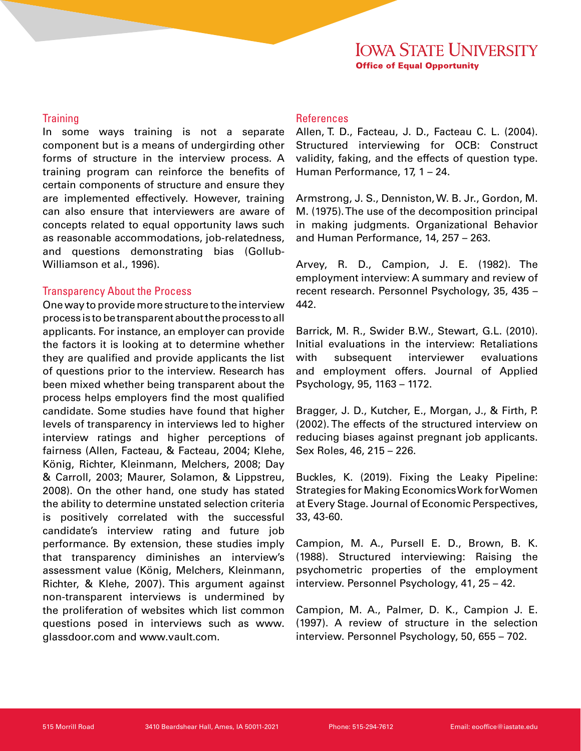## Training

In some ways training is not a separate component but is a means of undergirding other forms of structure in the interview process. A training program can reinforce the benefits of certain components of structure and ensure they are implemented effectively. However, training can also ensure that interviewers are aware of concepts related to equal opportunity laws such as reasonable accommodations, job-relatedness, and questions demonstrating bias (Gollub-Williamson et al., 1996).

## Transparency About the Process

One way to provide more structure to the interview process is to be transparent about the process to all applicants. For instance, an employer can provide the factors it is looking at to determine whether they are qualified and provide applicants the list of questions prior to the interview. Research has been mixed whether being transparent about the process helps employers find the most qualified candidate. Some studies have found that higher levels of transparency in interviews led to higher interview ratings and higher perceptions of fairness (Allen, Facteau, & Facteau, 2004; Klehe, König, Richter, Kleinmann, Melchers, 2008; Day & Carroll, 2003; Maurer, Solamon, & Lippstreu, 2008). On the other hand, one study has stated the ability to determine unstated selection criteria is positively correlated with the successful candidate's interview rating and future job performance. By extension, these studies imply that transparency diminishes an interview's assessment value (König, Melchers, Kleinmann, Richter, & Klehe, 2007). This argument against non-transparent interviews is undermined by the proliferation of websites which list common questions posed in interviews such as www.glassdoor.com and www.vault.com.

## References

Allen, T. D., Facteau, J. D., Facteau C. L. (2004). Structured interviewing for OCB: Construct validity, faking, and the effects of question type. Human Performance, 17, 1 – 24.

Armstrong, J. S., Denniston, W. B. Jr., Gordon, M. M. (1975). The use of the decomposition principal in making judgments. Organizational Behavior and Human Performance, 14, 257 – 263.

Arvey, R. D., Campion, J. E. (1982). The employment interview: A summary and review of recent research. Personnel Psychology, 35, 435 – 442.

Barrick, M. R., Swider B.W., Stewart, G.L. (2010). Initial evaluations in the interview: Retaliations with subsequent interviewer evaluations and employment offers. Journal of Applied Psychology, 95, 1163 – 1172.

Bragger, J. D., Kutcher, E., Morgan, J., & Firth, P. (2002). The effects of the structured interview on reducing biases against pregnant job applicants. Sex Roles, 46, 215 – 226.

Buckles, K. (2019). Fixing the Leaky Pipeline: Strategies for Making Economics Work for Women at Every Stage. Journal of Economic Perspectives, 33, 43-60.

Campion, M. A., Pursell E. D., Brown, B. K. (1988). Structured interviewing: Raising the psychometric properties of the employment interview. Personnel Psychology, 41, 25 – 42.

Campion, M. A., Palmer, D. K., Campion J. E. (1997). A review of structure in the selection interview. Personnel Psychology, 50, 655 – 702.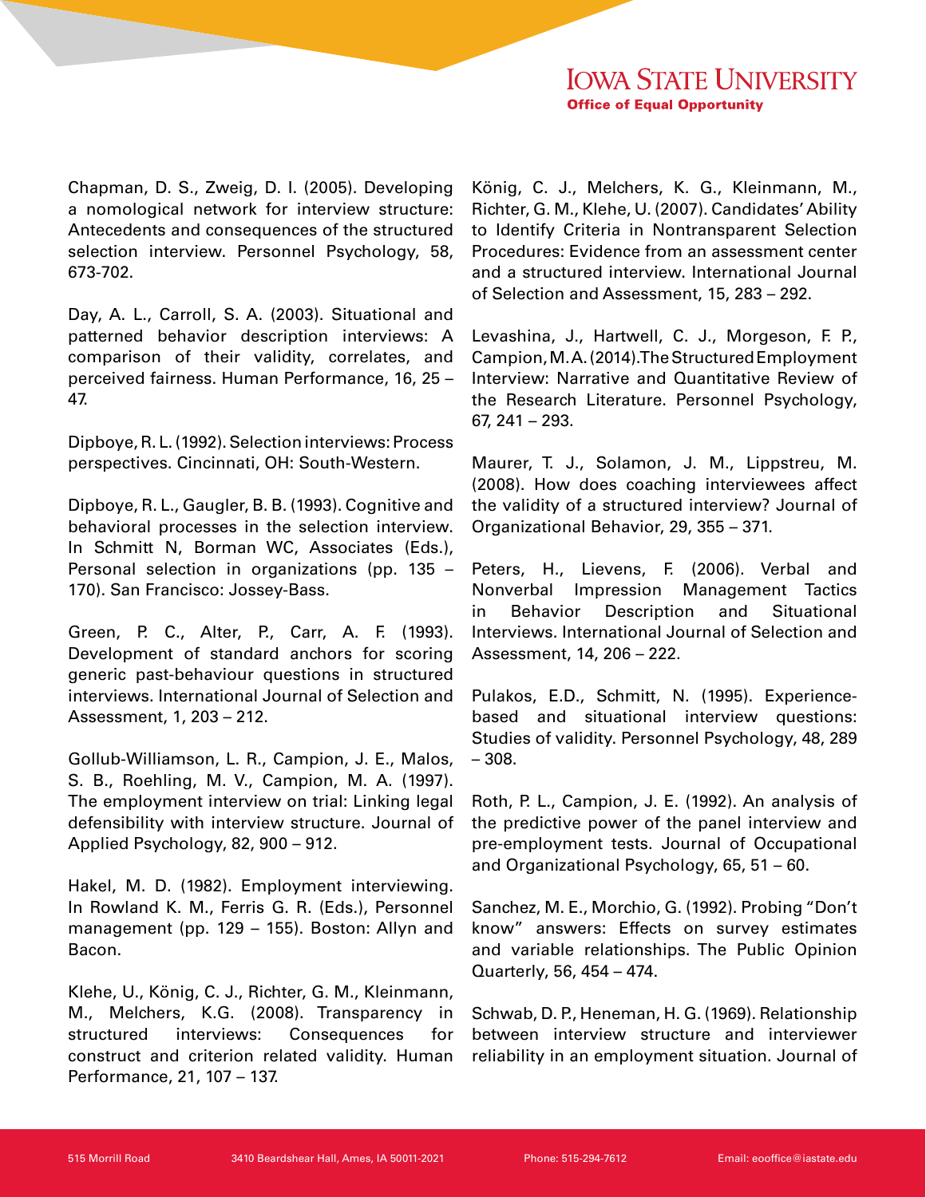Chapman, D. S., Zweig, D. I. (2005). Developing a nomological network for interview structure: Antecedents and consequences of the structured selection interview. Personnel Psychology, 58, 673-702.

Day, A. L., Carroll, S. A. (2003). Situational and patterned behavior description interviews: A comparison of their validity, correlates, and perceived fairness. Human Performance, 16, 25 – 47.

Dipboye, R. L. (1992). Selection interviews: Process perspectives. Cincinnati, OH: South-Western.

Dipboye, R. L., Gaugler, B. B. (1993). Cognitive and behavioral processes in the selection interview. In Schmitt N, Borman WC, Associates (Eds.), Personal selection in organizations (pp. 135 – 170). San Francisco: Jossey-Bass.

Green, P. C., Alter, P., Carr, A. F. (1993). Development of standard anchors for scoring generic past-behaviour questions in structured interviews. International Journal of Selection and Assessment, 1, 203 – 212.

Gollub-Williamson, L. R., Campion, J. E., Malos, S. B., Roehling, M. V., Campion, M. A. (1997). The employment interview on trial: Linking legal defensibility with interview structure. Journal of Applied Psychology, 82, 900 – 912.

Hakel, M. D. (1982). Employment interviewing. In Rowland K. M., Ferris G. R. (Eds.), Personnel management (pp. 129 – 155). Boston: Allyn and Bacon.

Klehe, U., König, C. J., Richter, G. M., Kleinmann, M., Melchers, K.G. (2008). Transparency in structured interviews: Consequences for construct and criterion related validity. Human Performance, 21, 107 – 137.

König, C. J., Melchers, K. G., Kleinmann, M., Richter, G. M., Klehe, U. (2007). Candidates' Ability to Identify Criteria in Nontransparent Selection Procedures: Evidence from an assessment center and a structured interview. International Journal of Selection and Assessment, 15, 283 – 292.

Levashina, J., Hartwell, C. J., Morgeson, F. P., Campion, M. A. (2014). The Structured Employment Interview: Narrative and Quantitative Review of the Research Literature. Personnel Psychology, 67, 241 – 293.

Maurer, T. J., Solamon, J. M., Lippstreu, M. (2008). How does coaching interviewees affect the validity of a structured interview? Journal of Organizational Behavior, 29, 355 – 371.

Peters, H., Lievens, F. (2006). Verbal and Nonverbal Impression Management Tactics in Behavior Description and Situational Interviews. International Journal of Selection and Assessment, 14, 206 – 222.

Pulakos, E.D., Schmitt, N. (1995). Experience-based and situational interview questions: Studies of validity. Personnel Psychology, 48, 289 – 308.

Roth, P. L., Campion, J. E. (1992). An analysis of the predictive power of the panel interview and pre-employment tests. Journal of Occupational and Organizational Psychology, 65, 51 – 60.

Sanchez, M. E., Morchio, G. (1992). Probing "Don't know" answers: Effects on survey estimates and variable relationships. The Public Opinion Quarterly, 56, 454 – 474.

Schwab, D. P., Heneman, H. G. (1969). Relationship between interview structure and interviewer reliability in an employment situation. Journal of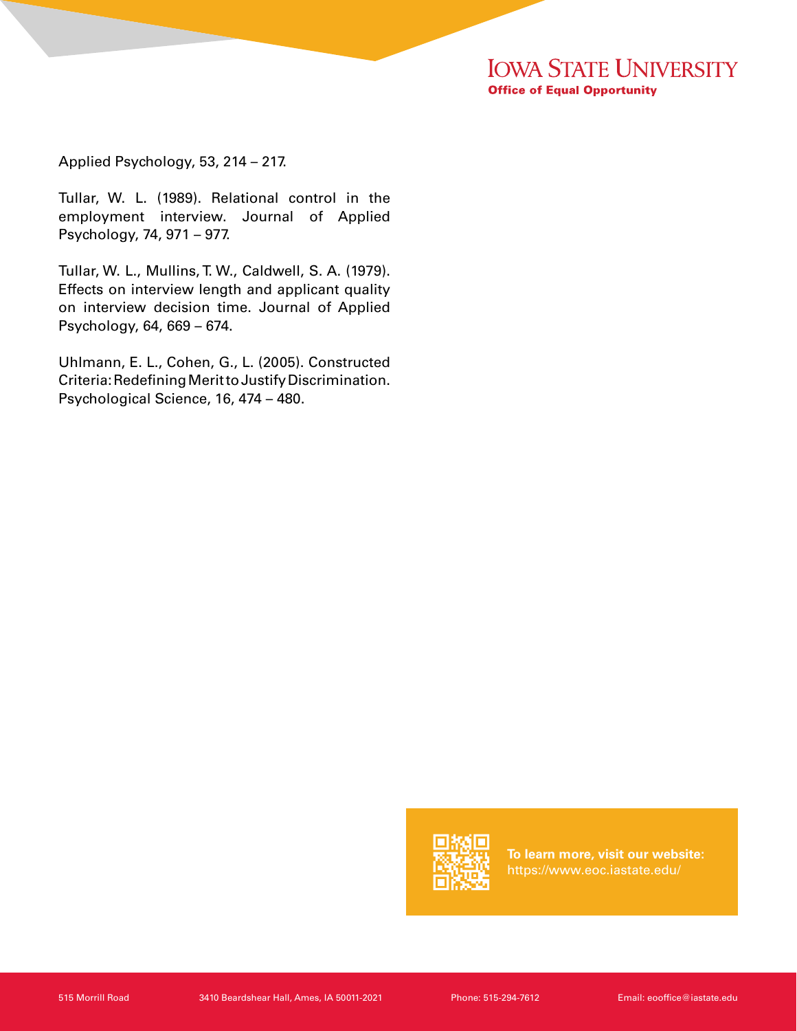Applied Psychology, 53, 214 – 217.

Tullar, W. L. (1989). Relational control in the employment interview. Journal of Applied Psychology, 74, 971 – 977.

Tullar, W. L., Mullins, T. W., Caldwell, S. A. (1979). Effects on interview length and applicant quality on interview decision time. Journal of Applied Psychology, 64, 669 – 674.

Uhlmann, E. L., Cohen, G., L. (2005). Constructed Criteria: Redefining Merit to Justify Discrimination. Psychological Science, 16, 474 – 480.

**To learn more, visit our website:**
https://www.eoc.iastate.edu/

515 Morrill Road

3410 Beardshear Hall, Ames, IA 50011-2021

Phone: 515-294-7612

Email: eooffice@iastate.edu